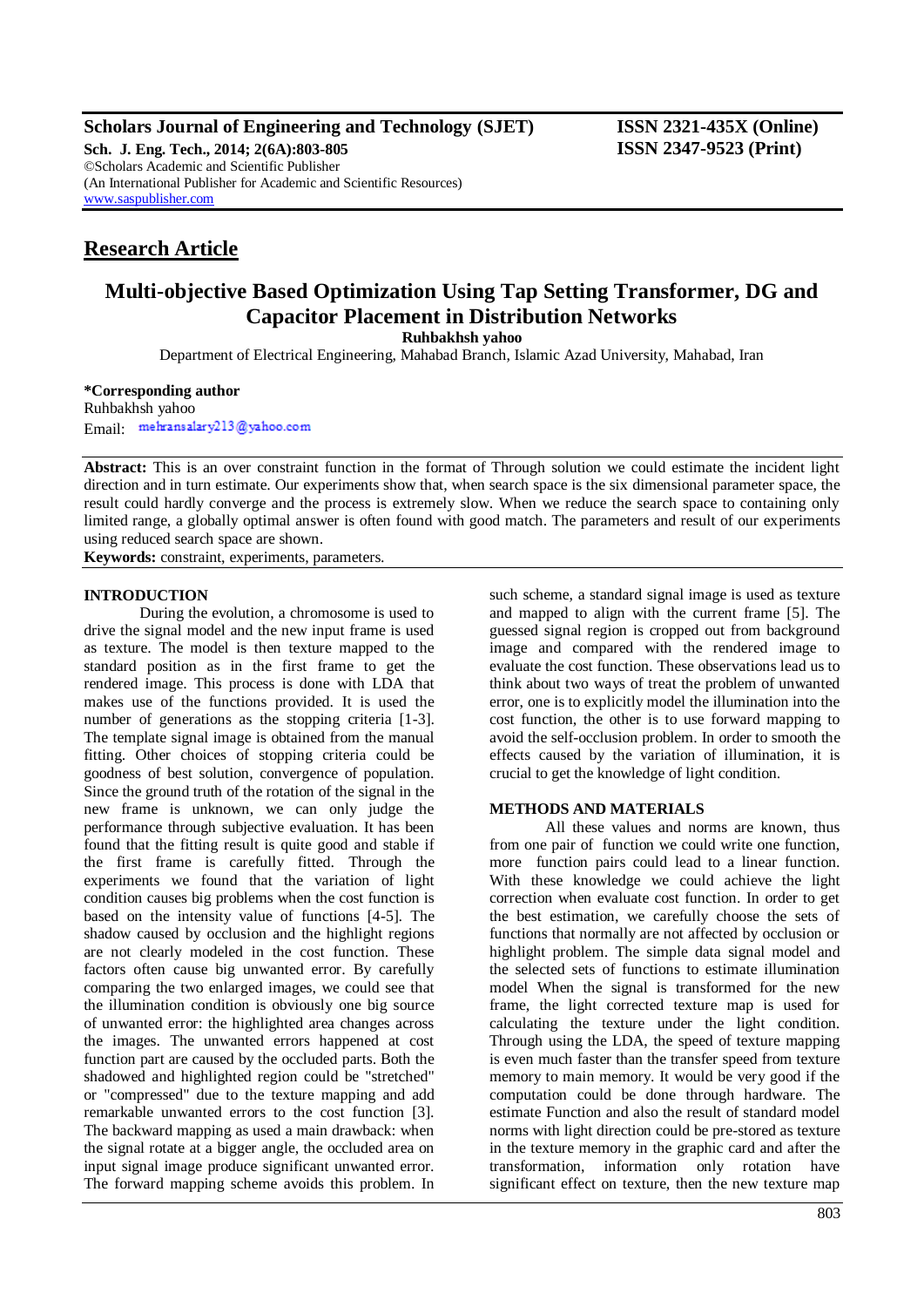**Scholars Journal of Engineering and Technology (SJET)**
**Sch. J. Eng. Tech., 2014; 2(6A):803-805**
©Scholars Academic and Scientific Publisher
(An International Publisher for Academic and Scientific Resources)
www.saspublisher.com

**ISSN 2321-435X (Online)**
**ISSN 2347-9523 (Print)**

## Research Article

# Multi-objective Based Optimization Using Tap Setting Transformer, DG and Capacitor Placement in Distribution Networks

**Ruhbakhsh yahoo**

Department of Electrical Engineering, Mahabad Branch, Islamic Azad University, Mahabad, Iran

**\*Corresponding author**
Ruhbakhsh yahoo
Email: mehransalary213@yahoo.com

**Abstract:** This is an over constraint function in the format of Through solution we could estimate the incident light direction and in turn estimate. Our experiments show that, when search space is the six dimensional parameter space, the result could hardly converge and the process is extremely slow. When we reduce the search space to containing only limited range, a globally optimal answer is often found with good match. The parameters and result of our experiments using reduced search space are shown.

**Keywords:** constraint, experiments, parameters.

## INTRODUCTION

During the evolution, a chromosome is used to drive the signal model and the new input frame is used as texture. The model is then texture mapped to the standard position as in the first frame to get the rendered image. This process is done with LDA that makes use of the functions provided. It is used the number of generations as the stopping criteria [1-3]. The template signal image is obtained from the manual fitting. Other choices of stopping criteria could be goodness of best solution, convergence of population. Since the ground truth of the rotation of the signal in the new frame is unknown, we can only judge the performance through subjective evaluation. It has been found that the fitting result is quite good and stable if the first frame is carefully fitted. Through the experiments we found that the variation of light condition causes big problems when the cost function is based on the intensity value of functions [4-5]. The shadow caused by occlusion and the highlight regions are not clearly modeled in the cost function. These factors often cause big unwanted error. By carefully comparing the two enlarged images, we could see that the illumination condition is obviously one big source of unwanted error: the highlighted area changes across the images. The unwanted errors happened at cost function part are caused by the occluded parts. Both the shadowed and highlighted region could be "stretched" or "compressed" due to the texture mapping and add remarkable unwanted errors to the cost function [3]. The backward mapping as used a main drawback: when the signal rotate at a bigger angle, the occluded area on input signal image produce significant unwanted error. The forward mapping scheme avoids this problem. In such scheme, a standard signal image is used as texture and mapped to align with the current frame [5]. The guessed signal region is cropped out from background image and compared with the rendered image to evaluate the cost function. These observations lead us to think about two ways of treat the problem of unwanted error, one is to explicitly model the illumination into the cost function, the other is to use forward mapping to avoid the self-occlusion problem. In order to smooth the effects caused by the variation of illumination, it is crucial to get the knowledge of light condition.

## METHODS AND MATERIALS

All these values and norms are known, thus from one pair of function we could write one function, more function pairs could lead to a linear function. With these knowledge we could achieve the light correction when evaluate cost function. In order to get the best estimation, we carefully choose the sets of functions that normally are not affected by occlusion or highlight problem. The simple data signal model and the selected sets of functions to estimate illumination model When the signal is transformed for the new frame, the light corrected texture map is used for calculating the texture under the light condition. Through using the LDA, the speed of texture mapping is even much faster than the transfer speed from texture memory to main memory. It would be very good if the computation could be done through hardware. The estimate Function and also the result of standard model norms with light direction could be pre-stored as texture in the texture memory in the graphic card and after the transformation, information only rotation have significant effect on texture, then the new texture map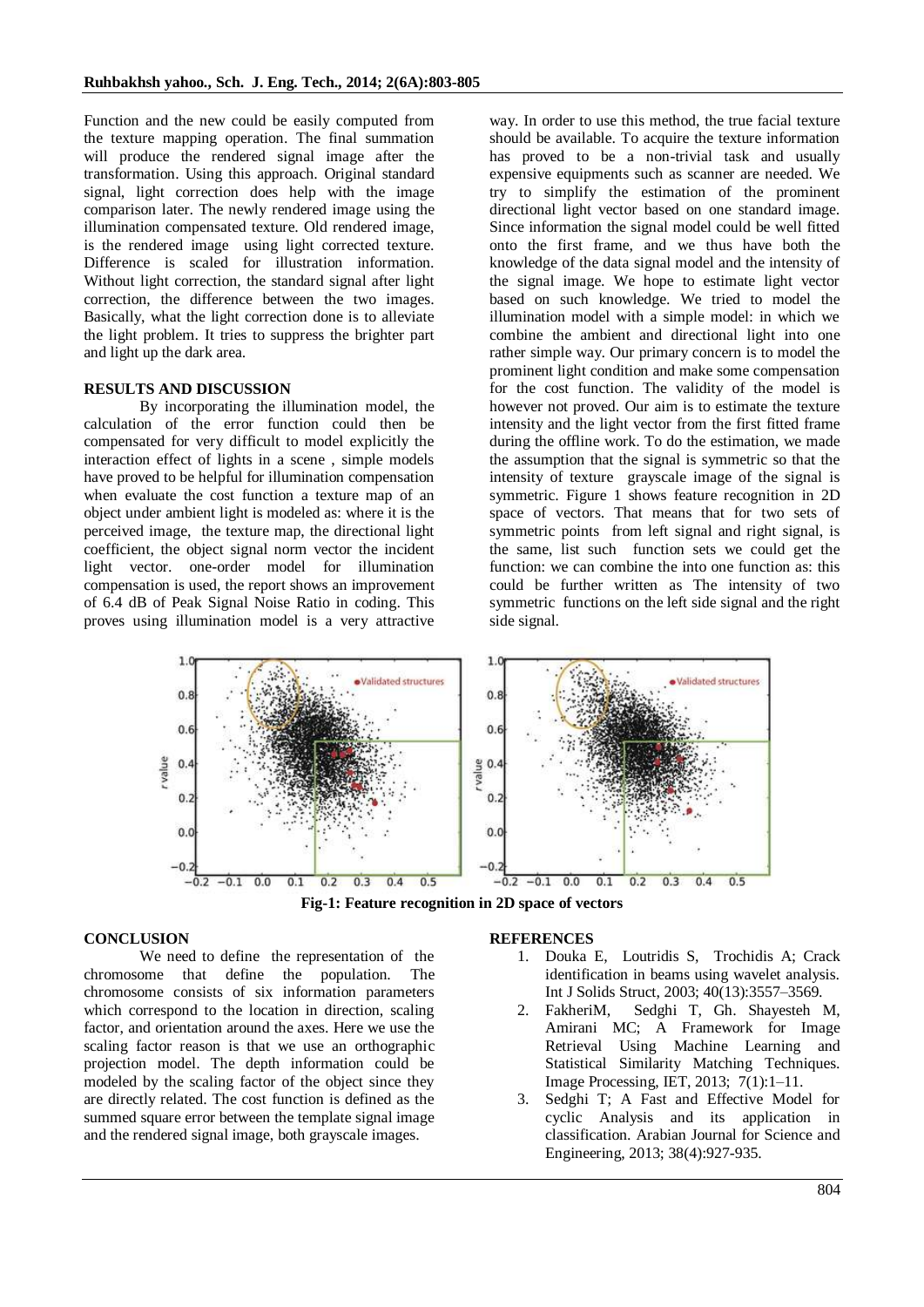Function and the new could be easily computed from the texture mapping operation. The final summation will produce the rendered signal image after the transformation. Using this approach. Original standard signal, light correction does help with the image comparison later. The newly rendered image using the illumination compensated texture. Old rendered image, is the rendered image using light corrected texture. Difference is scaled for illustration information. Without light correction, the standard signal after light correction, the difference between the two images. Basically, what the light correction done is to alleviate the light problem. It tries to suppress the brighter part and light up the dark area.

## RESULTS AND DISCUSSION

By incorporating the illumination model, the calculation of the error function could then be compensated for very difficult to model explicitly the interaction effect of lights in a scene , simple models have proved to be helpful for illumination compensation when evaluate the cost function a texture map of an object under ambient light is modeled as: where it is the perceived image, the texture map, the directional light coefficient, the object signal norm vector the incident light vector. one-order model for illumination compensation is used, the report shows an improvement of 6.4 dB of Peak Signal Noise Ratio in coding. This proves using illumination model is a very attractive way. In order to use this method, the true facial texture should be available. To acquire the texture information has proved to be a non-trivial task and usually expensive equipments such as scanner are needed. We try to simplify the estimation of the prominent directional light vector based on one standard image. Since information the signal model could be well fitted onto the first frame, and we thus have both the knowledge of the data signal model and the intensity of the signal image. We hope to estimate light vector based on such knowledge. We tried to model the illumination model with a simple model: in which we combine the ambient and directional light into one rather simple way. Our primary concern is to model the prominent light condition and make some compensation for the cost function. The validity of the model is however not proved. Our aim is to estimate the texture intensity and the light vector from the first fitted frame during the offline work. To do the estimation, we made the assumption that the signal is symmetric so that the intensity of texture grayscale image of the signal is symmetric. Figure 1 shows feature recognition in 2D space of vectors. That means that for two sets of symmetric points from left signal and right signal, is the same, list such function sets we could get the function: we can combine the into one function as: this could be further written as The intensity of two symmetric functions on the left side signal and the right side signal.

**Fig-1: Feature recognition in 2D space of vectors**

## CONCLUSION

We need to define the representation of the chromosome that define the population. The chromosome consists of six information parameters which correspond to the location in direction, scaling factor, and orientation around the axes. Here we use the scaling factor reason is that we use an orthographic projection model. The depth information could be modeled by the scaling factor of the object since they are directly related. The cost function is defined as the summed square error between the template signal image and the rendered signal image, both grayscale images.

## REFERENCES

1. Douka E, Loutridis S, Trochidis A; Crack identification in beams using wavelet analysis. Int J Solids Struct, 2003; 40(13):3557–3569.
2. FakheriM, Sedghi T, Gh. Shayesteh M, Amirani MC; A Framework for Image Retrieval Using Machine Learning and Statistical Similarity Matching Techniques. Image Processing, IET, 2013; 7(1):1–11.
3. Sedghi T; A Fast and Effective Model for cyclic Analysis and its application in classification. Arabian Journal for Science and Engineering, 2013; 38(4):927-935.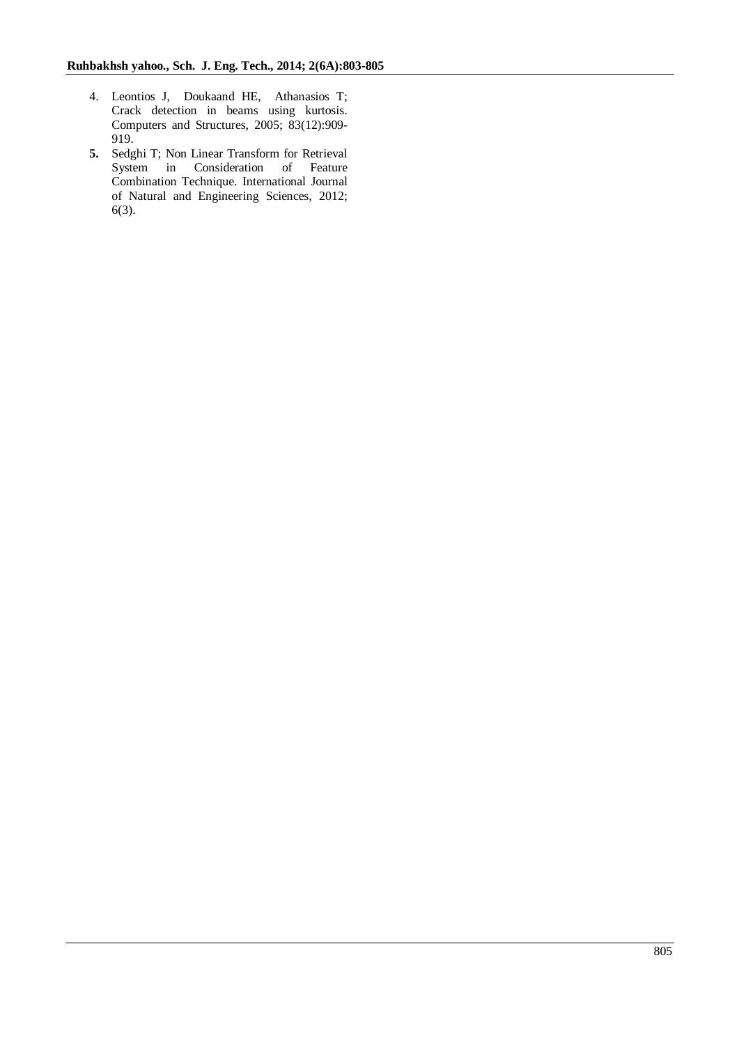4. Leontios J, Doukaand HE, Athanasios T; Crack detection in beams using kurtosis. Computers and Structures, 2005; 83(12):909-919.
5. Sedghi T; Non Linear Transform for Retrieval System in Consideration of Feature Combination Technique. International Journal of Natural and Engineering Sciences, 2012; 6(3).